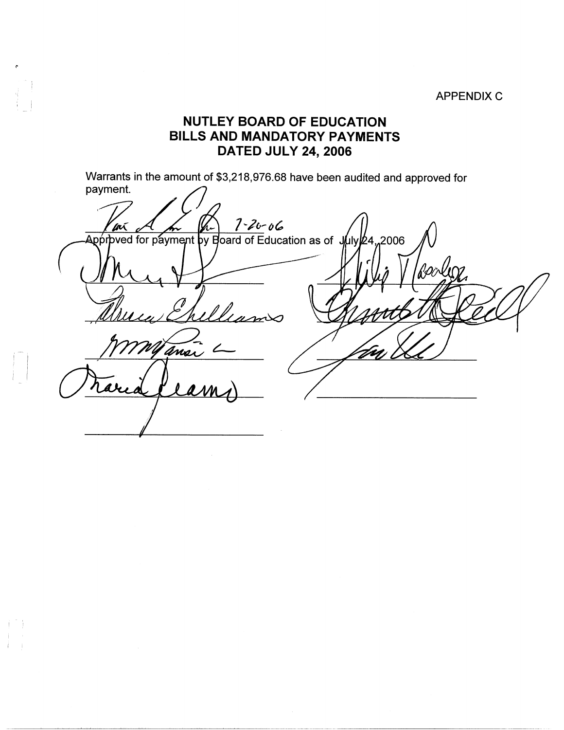APPENDIX C

# NUTLEY BOARD OF EDUCATION
## BILLS AND MANDATORY PAYMENTS
## DATED JULY 24, 2006

Warrants in the amount of $3,218,976.68 have been audited and approved for payment.

7-20-06

Approved for payment by Board of Education as of July 24, 2006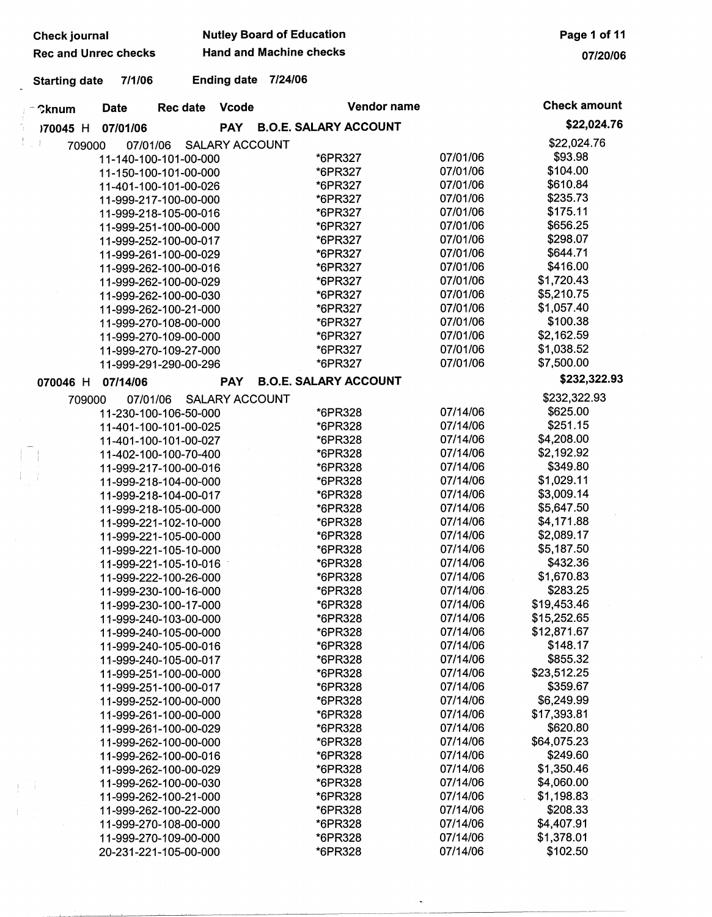| Check journal | Nutley Board of Education |
|---|---|
| Rec and Unrec checks | Hand and Machine checks |

Starting date 7/1/06 Ending date 7/24/06

| Cknum | Date | Rec date | Vcode | Vendor name | | Check amount |
|---|---|---|---|---|---|---|
| **070045 H** | **07/01/06** | | **PAY** | **B.O.E. SALARY ACCOUNT** | | **$22,024.76** |
| 709000 | 07/01/06 | SALARY ACCOUNT | | | | $22,024.76 |
| 11-140-100-101-00-000 | | | | *6PR327 | 07/01/06 | $93.98 |
| 11-150-100-101-00-000 | | | | *6PR327 | 07/01/06 | $104.00 |
| 11-401-100-101-00-026 | | | | *6PR327 | 07/01/06 | $610.84 |
| 11-999-217-100-00-000 | | | | *6PR327 | 07/01/06 | $235.73 |
| 11-999-218-105-00-016 | | | | *6PR327 | 07/01/06 | $175.11 |
| 11-999-251-100-00-000 | | | | *6PR327 | 07/01/06 | $656.25 |
| 11-999-252-100-00-017 | | | | *6PR327 | 07/01/06 | $298.07 |
| 11-999-261-100-00-029 | | | | *6PR327 | 07/01/06 | $644.71 |
| 11-999-262-100-00-016 | | | | *6PR327 | 07/01/06 | $416.00 |
| 11-999-262-100-00-029 | | | | *6PR327 | 07/01/06 | $1,720.43 |
| 11-999-262-100-00-030 | | | | *6PR327 | 07/01/06 | $5,210.75 |
| 11-999-262-100-21-000 | | | | *6PR327 | 07/01/06 | $1,057.40 |
| 11-999-270-108-00-000 | | | | *6PR327 | 07/01/06 | $100.38 |
| 11-999-270-109-00-000 | | | | *6PR327 | 07/01/06 | $2,162.59 |
| 11-999-270-109-27-000 | | | | *6PR327 | 07/01/06 | $1,038.52 |
| 11-999-291-290-00-296 | | | | *6PR327 | 07/01/06 | $7,500.00 |
| **070046 H** | **07/14/06** | | **PAY** | **B.O.E. SALARY ACCOUNT** | | **$232,322.93** |
| 709000 | 07/01/06 | SALARY ACCOUNT | | | | $232,322.93 |
| 11-230-100-106-50-000 | | | | *6PR328 | 07/14/06 | $625.00 |
| 11-401-100-101-00-025 | | | | *6PR328 | 07/14/06 | $251.15 |
| 11-401-100-101-00-027 | | | | *6PR328 | 07/14/06 | $4,208.00 |
| 11-402-100-100-70-400 | | | | *6PR328 | 07/14/06 | $2,192.92 |
| 11-999-217-100-00-016 | | | | *6PR328 | 07/14/06 | $349.80 |
| 11-999-218-104-00-000 | | | | *6PR328 | 07/14/06 | $1,029.11 |
| 11-999-218-104-00-017 | | | | *6PR328 | 07/14/06 | $3,009.14 |
| 11-999-218-105-00-000 | | | | *6PR328 | 07/14/06 | $5,647.50 |
| 11-999-221-102-10-000 | | | | *6PR328 | 07/14/06 | $4,171.88 |
| 11-999-221-105-00-000 | | | | *6PR328 | 07/14/06 | $2,089.17 |
| 11-999-221-105-10-000 | | | | *6PR328 | 07/14/06 | $5,187.50 |
| 11-999-221-105-10-016 | | | | *6PR328 | 07/14/06 | $432.36 |
| 11-999-222-100-26-000 | | | | *6PR328 | 07/14/06 | $1,670.83 |
| 11-999-230-100-16-000 | | | | *6PR328 | 07/14/06 | $283.25 |
| 11-999-230-100-17-000 | | | | *6PR328 | 07/14/06 | $19,453.46 |
| 11-999-240-103-00-000 | | | | *6PR328 | 07/14/06 | $15,252.65 |
| 11-999-240-105-00-000 | | | | *6PR328 | 07/14/06 | $12,871.67 |
| 11-999-240-105-00-016 | | | | *6PR328 | 07/14/06 | $148.17 |
| 11-999-240-105-00-017 | | | | *6PR328 | 07/14/06 | $855.32 |
| 11-999-251-100-00-000 | | | | *6PR328 | 07/14/06 | $23,512.25 |
| 11-999-251-100-00-017 | | | | *6PR328 | 07/14/06 | $359.67 |
| 11-999-252-100-00-000 | | | | *6PR328 | 07/14/06 | $6,249.99 |
| 11-999-261-100-00-000 | | | | *6PR328 | 07/14/06 | $17,393.81 |
| 11-999-261-100-00-029 | | | | *6PR328 | 07/14/06 | $620.80 |
| 11-999-262-100-00-000 | | | | *6PR328 | 07/14/06 | $64,075.23 |
| 11-999-262-100-00-016 | | | | *6PR328 | 07/14/06 | $249.60 |
| 11-999-262-100-00-029 | | | | *6PR328 | 07/14/06 | $1,350.46 |
| 11-999-262-100-00-030 | | | | *6PR328 | 07/14/06 | $4,060.00 |
| 11-999-262-100-21-000 | | | | *6PR328 | 07/14/06 | $1,198.83 |
| 11-999-262-100-22-000 | | | | *6PR328 | 07/14/06 | $208.33 |
| 11-999-270-108-00-000 | | | | *6PR328 | 07/14/06 | $4,407.91 |
| 11-999-270-109-00-000 | | | | *6PR328 | 07/14/06 | $1,378.01 |
| 20-231-221-105-00-000 | | | | *6PR328 | 07/14/06 | $102.50 |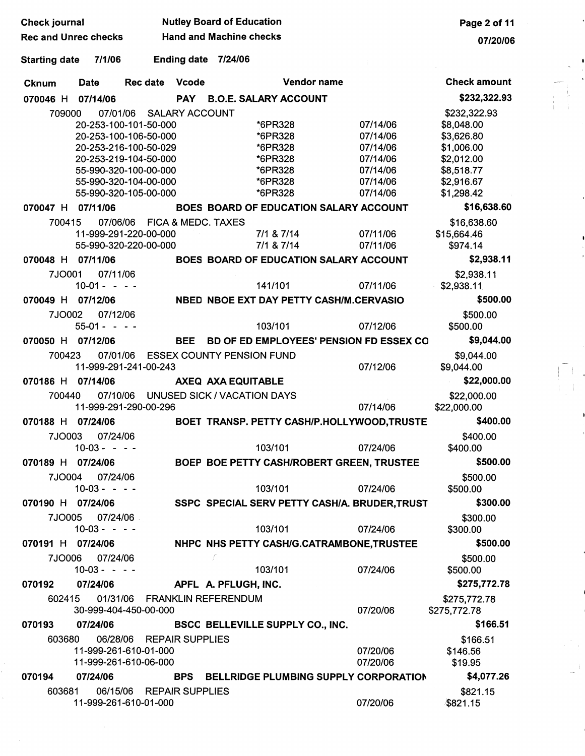Check journal — Nutley Board of Education
Rec and Unrec checks — Hand and Machine checks
07/20/06

Starting date 7/1/06 — Ending date 7/24/06

| Cknum | Date | Rec date | Vcode | Vendor name | | Check amount |
|---|---|---|---|---|---|---|
| **070046 H** | **07/14/06** | | **PAY** | **B.O.E. SALARY ACCOUNT** | | **$232,322.93** |
| 709000 | 07/01/06 | SALARY ACCOUNT | | | | $232,322.93 |
| | 20-253-100-101-50-000 | | | *6PR328 | 07/14/06 | $8,048.00 |
| | 20-253-100-106-50-000 | | | *6PR328 | 07/14/06 | $3,626.80 |
| | 20-253-216-100-50-029 | | | *6PR328 | 07/14/06 | $1,006.00 |
| | 20-253-219-104-50-000 | | | *6PR328 | 07/14/06 | $2,012.00 |
| | 55-990-320-100-00-000 | | | *6PR328 | 07/14/06 | $8,518.77 |
| | 55-990-320-104-00-000 | | | *6PR328 | 07/14/06 | $2,916.67 |
| | 55-990-320-105-00-000 | | | *6PR328 | 07/14/06 | $1,298.42 |
| **070047 H** | **07/11/06** | | **BOES** | **BOARD OF EDUCATION SALARY ACCOUNT** | | **$16,638.60** |
| 700415 | 07/06/06 | FICA & MEDC. TAXES | | | | $16,638.60 |
| | 11-999-291-220-00-000 | | | 7/1 & 7/14 | 07/11/06 | $15,664.46 |
| | 55-990-320-220-00-000 | | | 7/1 & 7/14 | 07/11/06 | $974.14 |
| **070048 H** | **07/11/06** | | **BOES** | **BOARD OF EDUCATION SALARY ACCOUNT** | | **$2,938.11** |
| 7JO001 | 07/11/06 | | | | | $2,938.11 |
| | 10-01 - - - - | | | 141/101 | 07/11/06 | $2,938.11 |
| **070049 H** | **07/12/06** | | **NBED** | **NBOE EXT DAY PETTY CASH/M.CERVASIO** | | **$500.00** |
| 7JO002 | 07/12/06 | | | | | $500.00 |
| | 55-01 - - - - | | | 103/101 | 07/12/06 | $500.00 |
| **070050 H** | **07/12/06** | | **BEE** | **BD OF ED EMPLOYEES' PENSION FD ESSEX CO** | | **$9,044.00** |
| 700423 | 07/01/06 | ESSEX COUNTY PENSION FUND | | | | $9,044.00 |
| | 11-999-291-241-00-243 | | | | 07/12/06 | $9,044.00 |
| **070186 H** | **07/14/06** | | **AXEQ** | **AXA EQUITABLE** | | **$22,000.00** |
| 700440 | 07/10/06 | UNUSED SICK / VACATION DAYS | | | | $22,000.00 |
| | 11-999-291-290-00-296 | | | | 07/14/06 | $22,000.00 |
| **070188 H** | **07/24/06** | | **BOET** | **TRANSP. PETTY CASH/P.HOLLYWOOD,TRUSTE** | | **$400.00** |
| 7JO003 | 07/24/06 | | | | | $400.00 |
| | 10-03 - - - - | | | 103/101 | 07/24/06 | $400.00 |
| **070189 H** | **07/24/06** | | **BOEP** | **BOE PETTY CASH/ROBERT GREEN, TRUSTEE** | | **$500.00** |
| 7JO004 | 07/24/06 | | | | | $500.00 |
| | 10-03 - - - - | | | 103/101 | 07/24/06 | $500.00 |
| **070190 H** | **07/24/06** | | **SSPC** | **SPECIAL SERV PETTY CASH/A. BRUDER,TRUST** | | **$300.00** |
| 7JO005 | 07/24/06 | | | | | $300.00 |
| | 10-03 - - - - | | | 103/101 | 07/24/06 | $300.00 |
| **070191 H** | **07/24/06** | | **NHPC** | **NHS PETTY CASH/G.CATRAMBONE,TRUSTEE** | | **$500.00** |
| 7JO006 | 07/24/06 | | | | | $500.00 |
| | 10-03 - - - - | | | 103/101 | 07/24/06 | $500.00 |
| **070192** | **07/24/06** | | **APFL** | **A. PFLUGH, INC.** | | **$275,772.78** |
| 602415 | 01/31/06 | FRANKLIN REFERENDUM | | | | $275,772.78 |
| | 30-999-404-450-00-000 | | | | 07/20/06 | $275,772.78 |
| **070193** | **07/24/06** | | **BSCC** | **BELLEVILLE SUPPLY CO., INC.** | | **$166.51** |
| 603680 | 06/28/06 | REPAIR SUPPLIES | | | | $166.51 |
| | 11-999-261-610-01-000 | | | | 07/20/06 | $146.56 |
| | 11-999-261-610-06-000 | | | | 07/20/06 | $19.95 |
| **070194** | **07/24/06** | | **BPS** | **BELLRIDGE PLUMBING SUPPLY CORPORATION** | | **$4,077.26** |
| 603681 | 06/15/06 | REPAIR SUPPLIES | | | | $821.15 |
| | 11-999-261-610-01-000 | | | | 07/20/06 | $821.15 |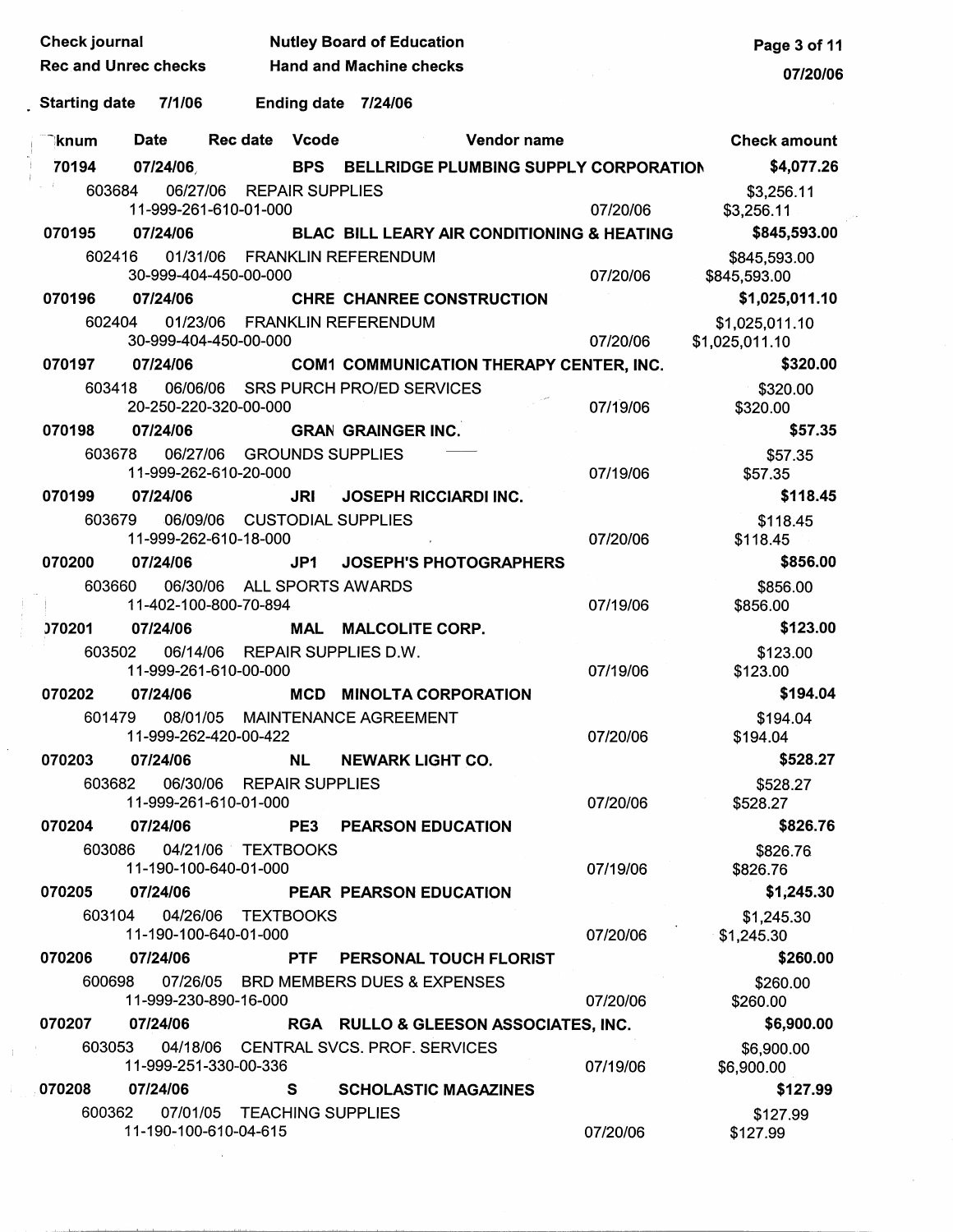Check journal — Nutley Board of Education
Rec and Unrec checks — Hand and Machine checks

Starting date 7/1/06 — Ending date 7/24/06

| Checknum | Date | Rec date | Vcode | Vendor name | | Check amount |
|---|---|---|---|---|---|---|
| 70194 | 07/24/06 | | BPS | BELLRIDGE PLUMBING SUPPLY CORPORATION | | $4,077.26 |
| 603684 | 06/27/06 | | | REPAIR SUPPLIES | | $3,256.11 |
| | 11-999-261-610-01-000 | | | | 07/20/06 | $3,256.11 |
| 070195 | 07/24/06 | | BLAC | BILL LEARY AIR CONDITIONING & HEATING | | $845,593.00 |
| 602416 | 01/31/06 | | | FRANKLIN REFERENDUM | | $845,593.00 |
| | 30-999-404-450-00-000 | | | | 07/20/06 | $845,593.00 |
| 070196 | 07/24/06 | | CHRE | CHANREE CONSTRUCTION | | $1,025,011.10 |
| 602404 | 01/23/06 | | | FRANKLIN REFERENDUM | | $1,025,011.10 |
| | 30-999-404-450-00-000 | | | | 07/20/06 | $1,025,011.10 |
| 070197 | 07/24/06 | | COM1 | COMMUNICATION THERAPY CENTER, INC. | | $320.00 |
| 603418 | 06/06/06 | | | SRS PURCH PRO/ED SERVICES | | $320.00 |
| | 20-250-220-320-00-000 | | | | 07/19/06 | $320.00 |
| 070198 | 07/24/06 | | GRAN | GRAINGER INC. | | $57.35 |
| 603678 | 06/27/06 | | | GROUNDS SUPPLIES | | $57.35 |
| | 11-999-262-610-20-000 | | | | 07/19/06 | $57.35 |
| 070199 | 07/24/06 | | JRI | JOSEPH RICCIARDI INC. | | $118.45 |
| 603679 | 06/09/06 | | | CUSTODIAL SUPPLIES | | $118.45 |
| | 11-999-262-610-18-000 | | | | 07/20/06 | $118.45 |
| 070200 | 07/24/06 | | JP1 | JOSEPH'S PHOTOGRAPHERS | | $856.00 |
| 603660 | 06/30/06 | | | ALL SPORTS AWARDS | | $856.00 |
| | 11-402-100-800-70-894 | | | | 07/19/06 | $856.00 |
| 070201 | 07/24/06 | | MAL | MALCOLITE CORP. | | $123.00 |
| 603502 | 06/14/06 | | | REPAIR SUPPLIES D.W. | | $123.00 |
| | 11-999-261-610-00-000 | | | | 07/19/06 | $123.00 |
| 070202 | 07/24/06 | | MCD | MINOLTA CORPORATION | | $194.04 |
| 601479 | 08/01/05 | | | MAINTENANCE AGREEMENT | | $194.04 |
| | 11-999-262-420-00-422 | | | | 07/20/06 | $194.04 |
| 070203 | 07/24/06 | | NL | NEWARK LIGHT CO. | | $528.27 |
| 603682 | 06/30/06 | | | REPAIR SUPPLIES | | $528.27 |
| | 11-999-261-610-01-000 | | | | 07/20/06 | $528.27 |
| 070204 | 07/24/06 | | PE3 | PEARSON EDUCATION | | $826.76 |
| 603086 | 04/21/06 | | | TEXTBOOKS | | $826.76 |
| | 11-190-100-640-01-000 | | | | 07/19/06 | $826.76 |
| 070205 | 07/24/06 | | PEAR | PEARSON EDUCATION | | $1,245.30 |
| 603104 | 04/26/06 | | | TEXTBOOKS | | $1,245.30 |
| | 11-190-100-640-01-000 | | | | 07/20/06 | $1,245.30 |
| 070206 | 07/24/06 | | PTF | PERSONAL TOUCH FLORIST | | $260.00 |
| 600698 | 07/26/05 | | | BRD MEMBERS DUES & EXPENSES | | $260.00 |
| | 11-999-230-890-16-000 | | | | 07/20/06 | $260.00 |
| 070207 | 07/24/06 | | RGA | RULLO & GLEESON ASSOCIATES, INC. | | $6,900.00 |
| 603053 | 04/18/06 | | | CENTRAL SVCS. PROF. SERVICES | | $6,900.00 |
| | 11-999-251-330-00-336 | | | | 07/19/06 | $6,900.00 |
| 070208 | 07/24/06 | | S | SCHOLASTIC MAGAZINES | | $127.99 |
| 600362 | 07/01/05 | | | TEACHING SUPPLIES | | $127.99 |
| | 11-190-100-610-04-615 | | | | 07/20/06 | $127.99 |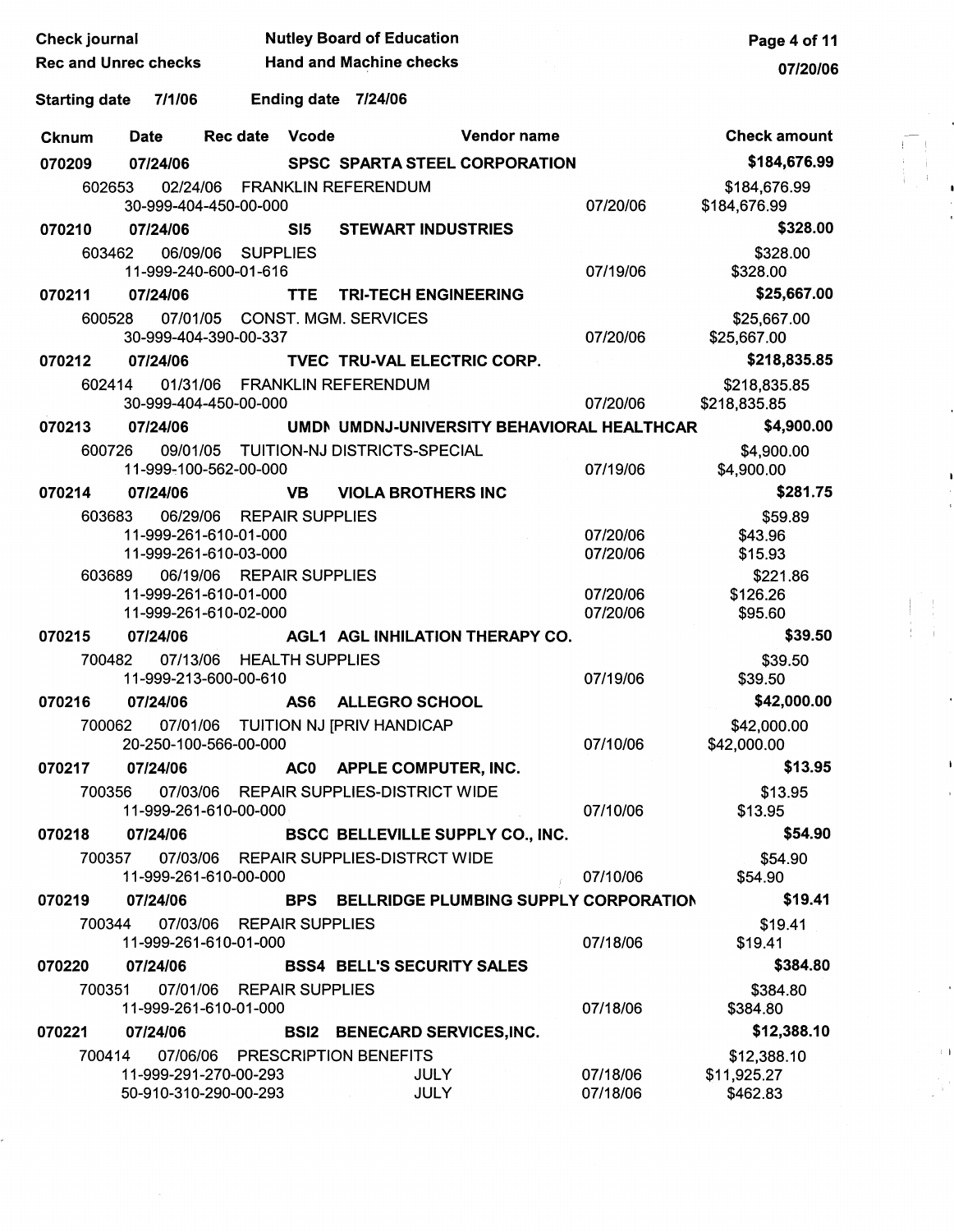Check journal — Nutley Board of Education
Rec and Unrec checks — Hand and Machine checks

Starting date 7/1/06 — Ending date 7/24/06

| Cknum | Date | Rec date | Vcode | Vendor name | | Check amount |
|---|---|---|---|---|---|---|
| **070209** | **07/24/06** | | **SPSC** | **SPARTA STEEL CORPORATION** | | **$184,676.99** |
| 602653 | 02/24/06 | | | FRANKLIN REFERENDUM | | $184,676.99 |
| | 30-999-404-450-00-000 | | | | 07/20/06 | $184,676.99 |
| **070210** | **07/24/06** | | **SI5** | **STEWART INDUSTRIES** | | **$328.00** |
| 603462 | 06/09/06 | | | SUPPLIES | | $328.00 |
| | 11-999-240-600-01-616 | | | | 07/19/06 | $328.00 |
| **070211** | **07/24/06** | | **TTE** | **TRI-TECH ENGINEERING** | | **$25,667.00** |
| 600528 | 07/01/05 | | | CONST. MGM. SERVICES | | $25,667.00 |
| | 30-999-404-390-00-337 | | | | 07/20/06 | $25,667.00 |
| **070212** | **07/24/06** | | **TVEC** | **TRU-VAL ELECTRIC CORP.** | | **$218,835.85** |
| 602414 | 01/31/06 | | | FRANKLIN REFERENDUM | | $218,835.85 |
| | 30-999-404-450-00-000 | | | | 07/20/06 | $218,835.85 |
| **070213** | **07/24/06** | | **UMDN** | **UMDNJ-UNIVERSITY BEHAVIORAL HEALTHCAR** | | **$4,900.00** |
| 600726 | 09/01/05 | | | TUITION-NJ DISTRICTS-SPECIAL | | $4,900.00 |
| | 11-999-100-562-00-000 | | | | 07/19/06 | $4,900.00 |
| **070214** | **07/24/06** | | **VB** | **VIOLA BROTHERS INC** | | **$281.75** |
| 603683 | 06/29/06 | | | REPAIR SUPPLIES | | $59.89 |
| | 11-999-261-610-01-000 | | | | 07/20/06 | $43.96 |
| | 11-999-261-610-03-000 | | | | 07/20/06 | $15.93 |
| 603689 | 06/19/06 | | | REPAIR SUPPLIES | | $221.86 |
| | 11-999-261-610-01-000 | | | | 07/20/06 | $126.26 |
| | 11-999-261-610-02-000 | | | | 07/20/06 | $95.60 |
| **070215** | **07/24/06** | | **AGL1** | **AGL INHILATION THERAPY CO.** | | **$39.50** |
| 700482 | 07/13/06 | | | HEALTH SUPPLIES | | $39.50 |
| | 11-999-213-600-00-610 | | | | 07/19/06 | $39.50 |
| **070216** | **07/24/06** | | **AS6** | **ALLEGRO SCHOOL** | | **$42,000.00** |
| 700062 | 07/01/06 | | | TUITION NJ [PRIV HANDICAP | | $42,000.00 |
| | 20-250-100-566-00-000 | | | | 07/10/06 | $42,000.00 |
| **070217** | **07/24/06** | | **AC0** | **APPLE COMPUTER, INC.** | | **$13.95** |
| 700356 | 07/03/06 | | | REPAIR SUPPLIES-DISTRICT WIDE | | $13.95 |
| | 11-999-261-610-00-000 | | | | 07/10/06 | $13.95 |
| **070218** | **07/24/06** | | **BSCC** | **BELLEVILLE SUPPLY CO., INC.** | | **$54.90** |
| 700357 | 07/03/06 | | | REPAIR SUPPLIES-DISTRCT WIDE | | $54.90 |
| | 11-999-261-610-00-000 | | | | 07/10/06 | $54.90 |
| **070219** | **07/24/06** | | **BPS** | **BELLRIDGE PLUMBING SUPPLY CORPORATION** | | **$19.41** |
| 700344 | 07/03/06 | | | REPAIR SUPPLIES | | $19.41 |
| | 11-999-261-610-01-000 | | | | 07/18/06 | $19.41 |
| **070220** | **07/24/06** | | **BSS4** | **BELL'S SECURITY SALES** | | **$384.80** |
| 700351 | 07/01/06 | | | REPAIR SUPPLIES | | $384.80 |
| | 11-999-261-610-01-000 | | | | 07/18/06 | $384.80 |
| **070221** | **07/24/06** | | **BSI2** | **BENECARD SERVICES,INC.** | | **$12,388.10** |
| 700414 | 07/06/06 | | | PRESCRIPTION BENEFITS | | $12,388.10 |
| | 11-999-291-270-00-293 | | | JULY | 07/18/06 | $11,925.27 |
| | 50-910-310-290-00-293 | | | JULY | 07/18/06 | $462.83 |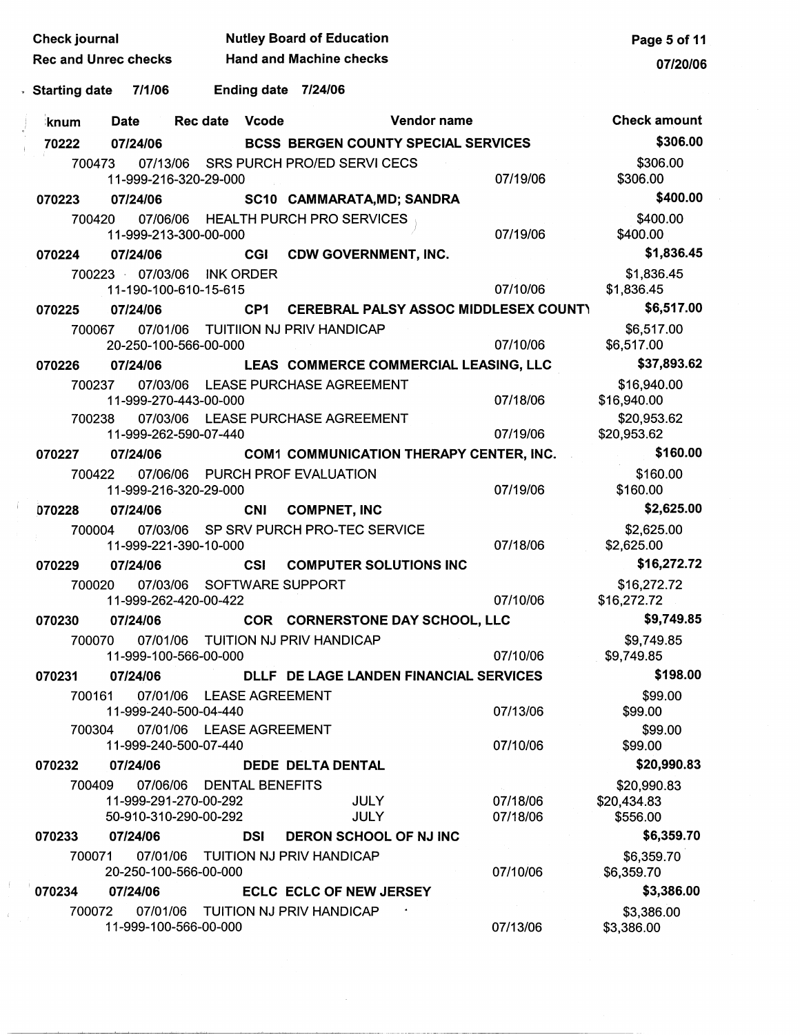Check journal — Nutley Board of Education
Rec and Unrec checks — Hand and Machine checks

Starting date 7/1/06 — Ending date 7/24/06

| Chknum | Date | Rec date | Vcode | Vendor name | | Check amount |
|---|---|---|---|---|---|---|
| 70222 | 07/24/06 | | BCSS | BERGEN COUNTY SPECIAL SERVICES | | $306.00 |
| 700473 | 07/13/06 | | | SRS PURCH PRO/ED SERVI CECS | | $306.00 |
| | 11-999-216-320-29-000 | | | | 07/19/06 | $306.00 |
| 070223 | 07/24/06 | | SC10 | CAMMARATA,MD; SANDRA | | $400.00 |
| 700420 | 07/06/06 | | | HEALTH PURCH PRO SERVICES | | $400.00 |
| | 11-999-213-300-00-000 | | | | 07/19/06 | $400.00 |
| 070224 | 07/24/06 | | CGI | CDW GOVERNMENT, INC. | | $1,836.45 |
| 700223 | 07/03/06 | | | INK ORDER | | $1,836.45 |
| | 11-190-100-610-15-615 | | | | 07/10/06 | $1,836.45 |
| 070225 | 07/24/06 | | CP1 | CEREBRAL PALSY ASSOC MIDDLESEX COUNTY | | $6,517.00 |
| 700067 | 07/01/06 | | | TUITIION NJ PRIV HANDICAP | | $6,517.00 |
| | 20-250-100-566-00-000 | | | | 07/10/06 | $6,517.00 |
| 070226 | 07/24/06 | | LEAS | COMMERCE COMMERCIAL LEASING, LLC | | $37,893.62 |
| 700237 | 07/03/06 | | | LEASE PURCHASE AGREEMENT | | $16,940.00 |
| | 11-999-270-443-00-000 | | | | 07/18/06 | $16,940.00 |
| 700238 | 07/03/06 | | | LEASE PURCHASE AGREEMENT | | $20,953.62 |
| | 11-999-262-590-07-440 | | | | 07/19/06 | $20,953.62 |
| 070227 | 07/24/06 | | COM1 | COMMUNICATION THERAPY CENTER, INC. | | $160.00 |
| 700422 | 07/06/06 | | | PURCH PROF EVALUATION | | $160.00 |
| | 11-999-216-320-29-000 | | | | 07/19/06 | $160.00 |
| 070228 | 07/24/06 | | CNI | COMPNET, INC | | $2,625.00 |
| 700004 | 07/03/06 | | | SP SRV PURCH PRO-TEC SERVICE | | $2,625.00 |
| | 11-999-221-390-10-000 | | | | 07/18/06 | $2,625.00 |
| 070229 | 07/24/06 | | CSI | COMPUTER SOLUTIONS INC | | $16,272.72 |
| 700020 | 07/03/06 | | | SOFTWARE SUPPORT | | $16,272.72 |
| | 11-999-262-420-00-422 | | | | 07/10/06 | $16,272.72 |
| 070230 | 07/24/06 | | COR | CORNERSTONE DAY SCHOOL, LLC | | $9,749.85 |
| 700070 | 07/01/06 | | | TUITION NJ PRIV HANDICAP | | $9,749.85 |
| | 11-999-100-566-00-000 | | | | 07/10/06 | $9,749.85 |
| 070231 | 07/24/06 | | DLLF | DE LAGE LANDEN FINANCIAL SERVICES | | $198.00 |
| 700161 | 07/01/06 | | | LEASE AGREEMENT | | $99.00 |
| | 11-999-240-500-04-440 | | | | 07/13/06 | $99.00 |
| 700304 | 07/01/06 | | | LEASE AGREEMENT | | $99.00 |
| | 11-999-240-500-07-440 | | | | 07/10/06 | $99.00 |
| 070232 | 07/24/06 | | DEDE | DELTA DENTAL | | $20,990.83 |
| 700409 | 07/06/06 | | | DENTAL BENEFITS | | $20,990.83 |
| | 11-999-291-270-00-292 | | | JULY | 07/18/06 | $20,434.83 |
| | 50-910-310-290-00-292 | | | JULY | 07/18/06 | $556.00 |
| 070233 | 07/24/06 | | DSI | DERON SCHOOL OF NJ INC | | $6,359.70 |
| 700071 | 07/01/06 | | | TUITION NJ PRIV HANDICAP | | $6,359.70 |
| | 20-250-100-566-00-000 | | | | 07/10/06 | $6,359.70 |
| 070234 | 07/24/06 | | ECLC | ECLC OF NEW JERSEY | | $3,386.00 |
| 700072 | 07/01/06 | | | TUITION NJ PRIV HANDICAP | | $3,386.00 |
| | 11-999-100-566-00-000 | | | | 07/13/06 | $3,386.00 |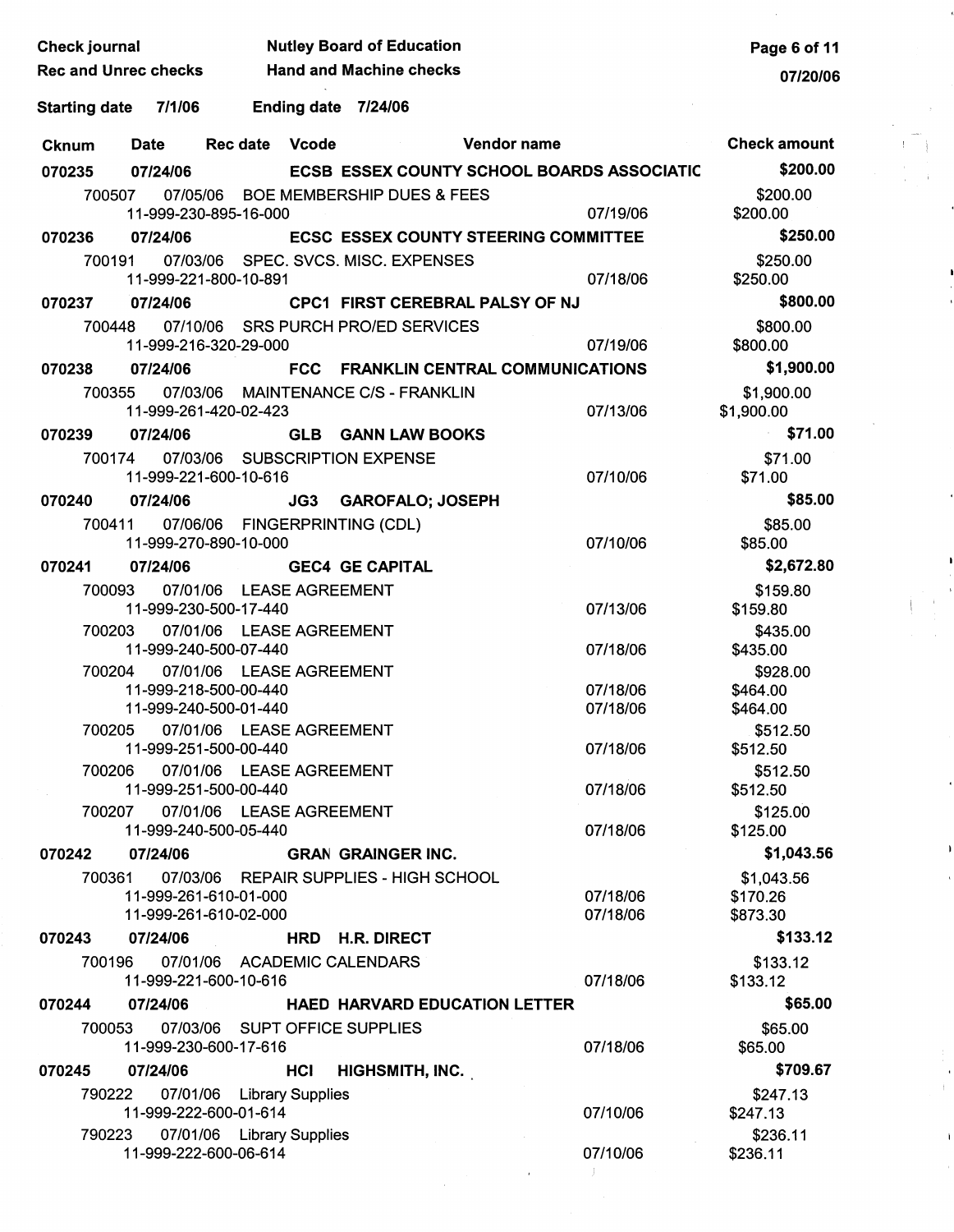**Check journal** | **Nutley Board of Education**
**Rec and Unrec checks** | **Hand and Machine checks**

**Starting date** 7/1/06 **Ending date** 7/24/06

| Cknum | Date | Rec date | Vcode | Vendor name | | Check amount |
|---|---|---|---|---|---|---|
| **070235** | **07/24/06** | | **ECSB** | **ESSEX COUNTY SCHOOL BOARDS ASSOCIATIC** | | **$200.00** |
| 700507 | 07/05/06 | | | BOE MEMBERSHIP DUES & FEES | | $200.00 |
| | 11-999-230-895-16-000 | | | | 07/19/06 | $200.00 |
| **070236** | **07/24/06** | | **ECSC** | **ESSEX COUNTY STEERING COMMITTEE** | | **$250.00** |
| 700191 | 07/03/06 | | | SPEC. SVCS. MISC. EXPENSES | | $250.00 |
| | 11-999-221-800-10-891 | | | | 07/18/06 | $250.00 |
| **070237** | **07/24/06** | | **CPC1** | **FIRST CEREBRAL PALSY OF NJ** | | **$800.00** |
| 700448 | 07/10/06 | | | SRS PURCH PRO/ED SERVICES | | $800.00 |
| | 11-999-216-320-29-000 | | | | 07/19/06 | $800.00 |
| **070238** | **07/24/06** | | **FCC** | **FRANKLIN CENTRAL COMMUNICATIONS** | | **$1,900.00** |
| 700355 | 07/03/06 | | | MAINTENANCE C/S - FRANKLIN | | $1,900.00 |
| | 11-999-261-420-02-423 | | | | 07/13/06 | $1,900.00 |
| **070239** | **07/24/06** | | **GLB** | **GANN LAW BOOKS** | | **$71.00** |
| 700174 | 07/03/06 | | | SUBSCRIPTION EXPENSE | | $71.00 |
| | 11-999-221-600-10-616 | | | | 07/10/06 | $71.00 |
| **070240** | **07/24/06** | | **JG3** | **GAROFALO; JOSEPH** | | **$85.00** |
| 700411 | 07/06/06 | | | FINGERPRINTING (CDL) | | $85.00 |
| | 11-999-270-890-10-000 | | | | 07/10/06 | $85.00 |
| **070241** | **07/24/06** | | **GEC4** | **GE CAPITAL** | | **$2,672.80** |
| 700093 | 07/01/06 | | | LEASE AGREEMENT | | $159.80 |
| | 11-999-230-500-17-440 | | | | 07/13/06 | $159.80 |
| 700203 | 07/01/06 | | | LEASE AGREEMENT | | $435.00 |
| | 11-999-240-500-07-440 | | | | 07/18/06 | $435.00 |
| 700204 | 07/01/06 | | | LEASE AGREEMENT | | $928.00 |
| | 11-999-218-500-00-440 | | | | 07/18/06 | $464.00 |
| | 11-999-240-500-01-440 | | | | 07/18/06 | $464.00 |
| 700205 | 07/01/06 | | | LEASE AGREEMENT | | $512.50 |
| | 11-999-251-500-00-440 | | | | 07/18/06 | $512.50 |
| 700206 | 07/01/06 | | | LEASE AGREEMENT | | $512.50 |
| | 11-999-251-500-00-440 | | | | 07/18/06 | $512.50 |
| 700207 | 07/01/06 | | | LEASE AGREEMENT | | $125.00 |
| | 11-999-240-500-05-440 | | | | 07/18/06 | $125.00 |
| **070242** | **07/24/06** | | **GRAN** | **GRAINGER INC.** | | **$1,043.56** |
| 700361 | 07/03/06 | | | REPAIR SUPPLIES - HIGH SCHOOL | | $1,043.56 |
| | 11-999-261-610-01-000 | | | | 07/18/06 | $170.26 |
| | 11-999-261-610-02-000 | | | | 07/18/06 | $873.30 |
| **070243** | **07/24/06** | | **HRD** | **H.R. DIRECT** | | **$133.12** |
| 700196 | 07/01/06 | | | ACADEMIC CALENDARS | | $133.12 |
| | 11-999-221-600-10-616 | | | | 07/18/06 | $133.12 |
| **070244** | **07/24/06** | | **HAED** | **HARVARD EDUCATION LETTER** | | **$65.00** |
| 700053 | 07/03/06 | | | SUPT OFFICE SUPPLIES | | $65.00 |
| | 11-999-230-600-17-616 | | | | 07/18/06 | $65.00 |
| **070245** | **07/24/06** | | **HCI** | **HIGHSMITH, INC.** | | **$709.67** |
| 790222 | 07/01/06 | | | Library Supplies | | $247.13 |
| | 11-999-222-600-01-614 | | | | 07/10/06 | $247.13 |
| 790223 | 07/01/06 | | | Library Supplies | | $236.11 |
| | 11-999-222-600-06-614 | | | | 07/10/06 | $236.11 |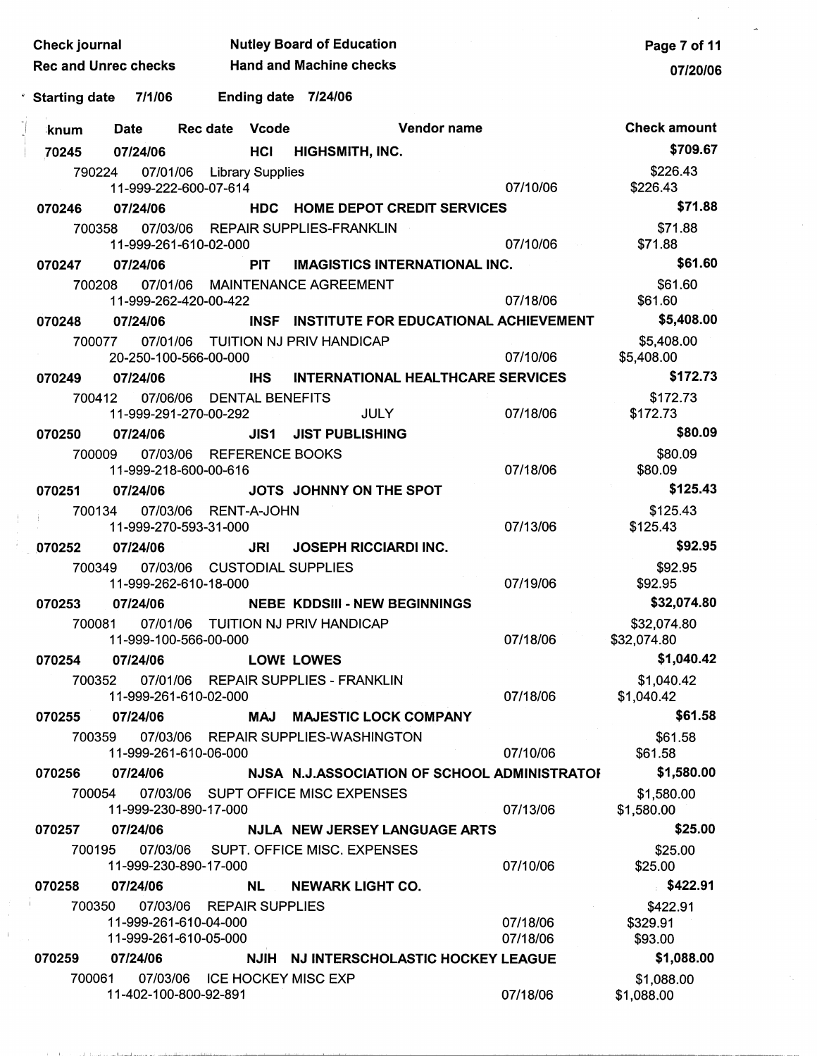Check journal — Nutley Board of Education
Rec and Unrec checks — Hand and Machine checks — 07/20/06

Starting date 7/1/06 — Ending date 7/24/06

| knum | Date | Rec date | Vcode | Vendor name | | Check amount |
|---|---|---|---|---|---|---|
| 70245 | 07/24/06 | | HCI | HIGHSMITH, INC. | | **$709.67** |
| 790224 | 07/01/06 | Library Supplies | | | | $226.43 |
| | 11-999-222-600-07-614 | | | | 07/10/06 | $226.43 |
| **070246** | **07/24/06** | | **HDC** | **HOME DEPOT CREDIT SERVICES** | | **$71.88** |
| 700358 | 07/03/06 | REPAIR SUPPLIES-FRANKLIN | | | | $71.88 |
| | 11-999-261-610-02-000 | | | | 07/10/06 | $71.88 |
| **070247** | **07/24/06** | | **PIT** | **IMAGISTICS INTERNATIONAL INC.** | | **$61.60** |
| 700208 | 07/01/06 | MAINTENANCE AGREEMENT | | | | $61.60 |
| | 11-999-262-420-00-422 | | | | 07/18/06 | $61.60 |
| **070248** | **07/24/06** | | **INSF** | **INSTITUTE FOR EDUCATIONAL ACHIEVEMENT** | | **$5,408.00** |
| 700077 | 07/01/06 | TUITION NJ PRIV HANDICAP | | | | $5,408.00 |
| | 20-250-100-566-00-000 | | | | 07/10/06 | $5,408.00 |
| **070249** | **07/24/06** | | **IHS** | **INTERNATIONAL HEALTHCARE SERVICES** | | **$172.73** |
| 700412 | 07/06/06 | DENTAL BENEFITS | | | | $172.73 |
| | 11-999-291-270-00-292 | | | JULY | 07/18/06 | $172.73 |
| **070250** | **07/24/06** | | **JIS1** | **JIST PUBLISHING** | | **$80.09** |
| 700009 | 07/03/06 | REFERENCE BOOKS | | | | $80.09 |
| | 11-999-218-600-00-616 | | | | 07/18/06 | $80.09 |
| **070251** | **07/24/06** | | **JOTS** | **JOHNNY ON THE SPOT** | | **$125.43** |
| 700134 | 07/03/06 | RENT-A-JOHN | | | | $125.43 |
| | 11-999-270-593-31-000 | | | | 07/13/06 | $125.43 |
| **070252** | **07/24/06** | | **JRI** | **JOSEPH RICCIARDI INC.** | | **$92.95** |
| 700349 | 07/03/06 | CUSTODIAL SUPPLIES | | | | $92.95 |
| | 11-999-262-610-18-000 | | | | 07/19/06 | $92.95 |
| **070253** | **07/24/06** | | **NEBE** | **KDDSIII - NEW BEGINNINGS** | | **$32,074.80** |
| 700081 | 07/01/06 | TUITION NJ PRIV HANDICAP | | | | $32,074.80 |
| | 11-999-100-566-00-000 | | | | 07/18/06 | $32,074.80 |
| **070254** | **07/24/06** | | **LOWE** | **LOWES** | | **$1,040.42** |
| 700352 | 07/01/06 | REPAIR SUPPLIES - FRANKLIN | | | | $1,040.42 |
| | 11-999-261-610-02-000 | | | | 07/18/06 | $1,040.42 |
| **070255** | **07/24/06** | | **MAJ** | **MAJESTIC LOCK COMPANY** | | **$61.58** |
| 700359 | 07/03/06 | REPAIR SUPPLIES-WASHINGTON | | | | $61.58 |
| | 11-999-261-610-06-000 | | | | 07/10/06 | $61.58 |
| **070256** | **07/24/06** | | **NJSA** | **N.J.ASSOCIATION OF SCHOOL ADMINISTRATOI** | | **$1,580.00** |
| 700054 | 07/03/06 | SUPT OFFICE MISC EXPENSES | | | | $1,580.00 |
| | 11-999-230-890-17-000 | | | | 07/13/06 | $1,580.00 |
| **070257** | **07/24/06** | | **NJLA** | **NEW JERSEY LANGUAGE ARTS** | | **$25.00** |
| 700195 | 07/03/06 | SUPT. OFFICE MISC. EXPENSES | | | | $25.00 |
| | 11-999-230-890-17-000 | | | | 07/10/06 | $25.00 |
| **070258** | **07/24/06** | | **NL** | **NEWARK LIGHT CO.** | | **$422.91** |
| 700350 | 07/03/06 | REPAIR SUPPLIES | | | | $422.91 |
| | 11-999-261-610-04-000 | | | | 07/18/06 | $329.91 |
| | 11-999-261-610-05-000 | | | | 07/18/06 | $93.00 |
| **070259** | **07/24/06** | | **NJIH** | **NJ INTERSCHOLASTIC HOCKEY LEAGUE** | | **$1,088.00** |
| 700061 | 07/03/06 | ICE HOCKEY MISC EXP | | | | $1,088.00 |
| | 11-402-100-800-92-891 | | | | 07/18/06 | $1,088.00 |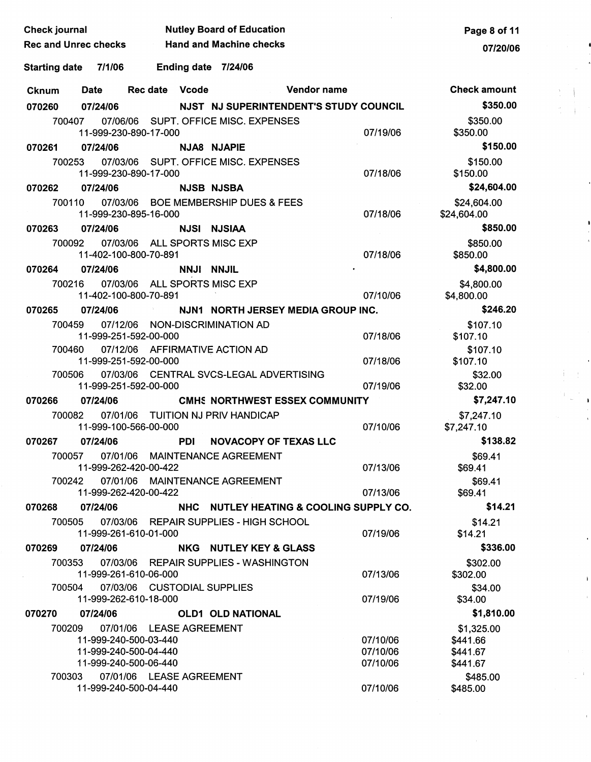**Check journal** — **Nutley Board of Education**

**Rec and Unrec checks** — **Hand and Machine checks**

**Starting date** 7/1/06 **Ending date** 7/24/06

| Cknum | Date | Rec date | Vcode | Vendor name | | Check amount |
|---|---|---|---|---|---|---|
| **070260** | **07/24/06** | | **NJST** | **NJ SUPERINTENDENT'S STUDY COUNCIL** | | **$350.00** |
| 700407 | 07/06/06 | | | SUPT. OFFICE MISC. EXPENSES | | $350.00 |
| | 11-999-230-890-17-000 | | | | 07/19/06 | $350.00 |
| **070261** | **07/24/06** | | **NJA8** | **NJAPIE** | | **$150.00** |
| 700253 | 07/03/06 | | | SUPT. OFFICE MISC. EXPENSES | | $150.00 |
| | 11-999-230-890-17-000 | | | | 07/18/06 | $150.00 |
| **070262** | **07/24/06** | | **NJSB** | **NJSBA** | | **$24,604.00** |
| 700110 | 07/03/06 | | | BOE MEMBERSHIP DUES & FEES | | $24,604.00 |
| | 11-999-230-895-16-000 | | | | 07/18/06 | $24,604.00 |
| **070263** | **07/24/06** | | **NJSI** | **NJSIAA** | | **$850.00** |
| 700092 | 07/03/06 | | | ALL SPORTS MISC EXP | | $850.00 |
| | 11-402-100-800-70-891 | | | | 07/18/06 | $850.00 |
| **070264** | **07/24/06** | | **NNJI** | **NNJIL** | | **$4,800.00** |
| 700216 | 07/03/06 | | | ALL SPORTS MISC EXP | | $4,800.00 |
| | 11-402-100-800-70-891 | | | | 07/10/06 | $4,800.00 |
| **070265** | **07/24/06** | | **NJN1** | **NORTH JERSEY MEDIA GROUP INC.** | | **$246.20** |
| 700459 | 07/12/06 | | | NON-DISCRIMINATION AD | | $107.10 |
| | 11-999-251-592-00-000 | | | | 07/18/06 | $107.10 |
| 700460 | 07/12/06 | | | AFFIRMATIVE ACTION AD | | $107.10 |
| | 11-999-251-592-00-000 | | | | 07/18/06 | $107.10 |
| 700506 | 07/03/06 | | | CENTRAL SVCS-LEGAL ADVERTISING | | $32.00 |
| | 11-999-251-592-00-000 | | | | 07/19/06 | $32.00 |
| **070266** | **07/24/06** | | **CMHS** | **NORTHWEST ESSEX COMMUNITY** | | **$7,247.10** |
| 700082 | 07/01/06 | | | TUITION NJ PRIV HANDICAP | | $7,247.10 |
| | 11-999-100-566-00-000 | | | | 07/10/06 | $7,247.10 |
| **070267** | **07/24/06** | | **PDI** | **NOVACOPY OF TEXAS LLC** | | **$138.82** |
| 700057 | 07/01/06 | | | MAINTENANCE AGREEMENT | | $69.41 |
| | 11-999-262-420-00-422 | | | | 07/13/06 | $69.41 |
| 700242 | 07/01/06 | | | MAINTENANCE AGREEMENT | | $69.41 |
| | 11-999-262-420-00-422 | | | | 07/13/06 | $69.41 |
| **070268** | **07/24/06** | | **NHC** | **NUTLEY HEATING & COOLING SUPPLY CO.** | | **$14.21** |
| 700505 | 07/03/06 | | | REPAIR SUPPLIES - HIGH SCHOOL | | $14.21 |
| | 11-999-261-610-01-000 | | | | 07/19/06 | $14.21 |
| **070269** | **07/24/06** | | **NKG** | **NUTLEY KEY & GLASS** | | **$336.00** |
| 700353 | 07/03/06 | | | REPAIR SUPPLIES - WASHINGTON | | $302.00 |
| | 11-999-261-610-06-000 | | | | 07/13/06 | $302.00 |
| 700504 | 07/03/06 | | | CUSTODIAL SUPPLIES | | $34.00 |
| | 11-999-262-610-18-000 | | | | 07/19/06 | $34.00 |
| **070270** | **07/24/06** | | **OLD1** | **OLD NATIONAL** | | **$1,810.00** |
| 700209 | 07/01/06 | | | LEASE AGREEMENT | | $1,325.00 |
| | 11-999-240-500-03-440 | | | | 07/10/06 | $441.66 |
| | 11-999-240-500-04-440 | | | | 07/10/06 | $441.67 |
| | 11-999-240-500-06-440 | | | | 07/10/06 | $441.67 |
| 700303 | 07/01/06 | | | LEASE AGREEMENT | | $485.00 |
| | 11-999-240-500-04-440 | | | | 07/10/06 | $485.00 |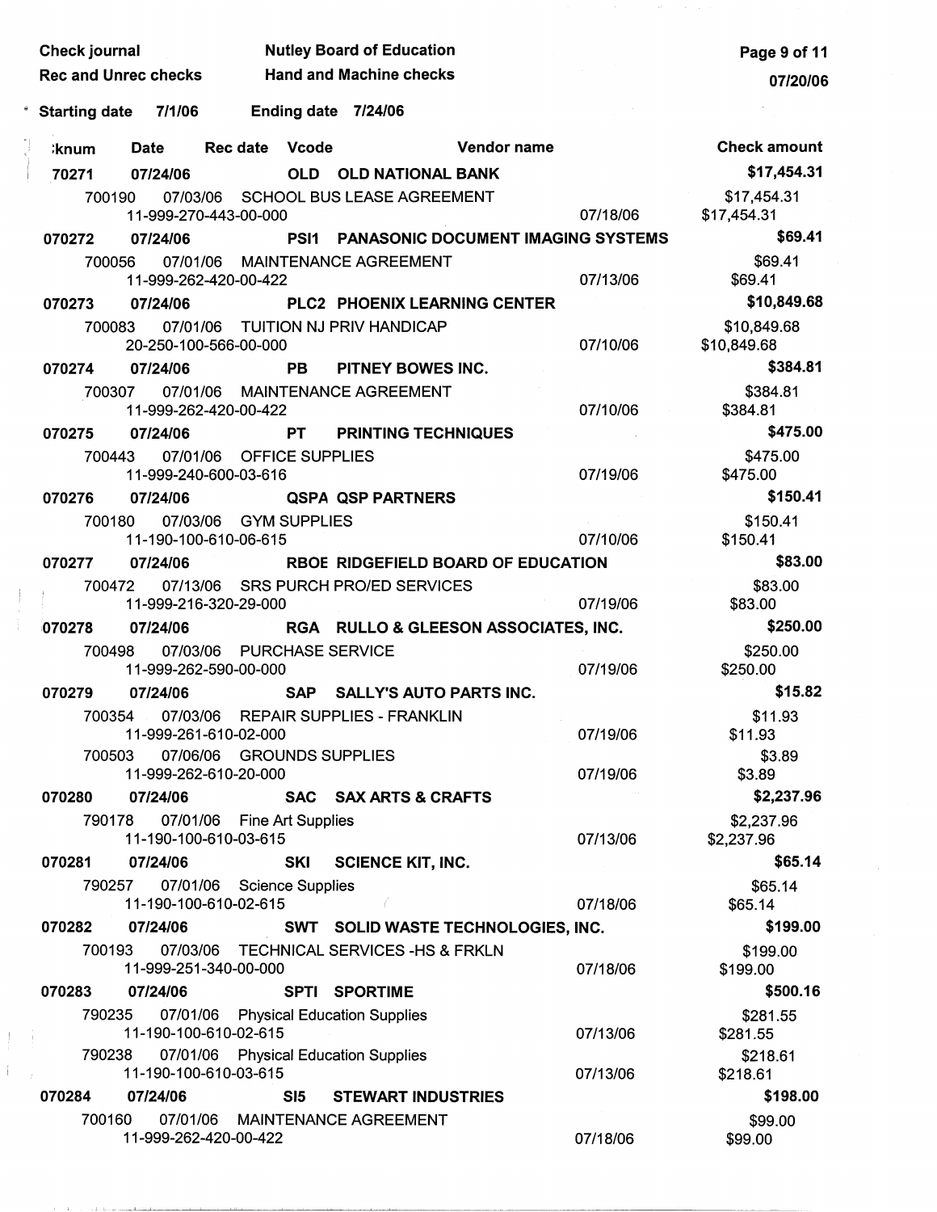Check journal | Nutley Board of Education

Rec and Unrec checks | Hand and Machine checks

07/20/06

Starting date 7/1/06 Ending date 7/24/06

| Checknum | Date | Rec date | Vcode | Vendor name | | Check amount |
|---|---|---|---|---|---|---|
| 70271 | 07/24/06 | | OLD | OLD NATIONAL BANK | | $17,454.31 |
| 700190 | 07/03/06 | | | SCHOOL BUS LEASE AGREEMENT | | $17,454.31 |
| | 11-999-270-443-00-000 | | | | 07/18/06 | $17,454.31 |
| 070272 | 07/24/06 | | PSI1 | PANASONIC DOCUMENT IMAGING SYSTEMS | | $69.41 |
| 700056 | 07/01/06 | | | MAINTENANCE AGREEMENT | | $69.41 |
| | 11-999-262-420-00-422 | | | | 07/13/06 | $69.41 |
| 070273 | 07/24/06 | | PLC2 | PHOENIX LEARNING CENTER | | $10,849.68 |
| 700083 | 07/01/06 | | | TUITION NJ PRIV HANDICAP | | $10,849.68 |
| | 20-250-100-566-00-000 | | | | 07/10/06 | $10,849.68 |
| 070274 | 07/24/06 | | PB | PITNEY BOWES INC. | | $384.81 |
| 700307 | 07/01/06 | | | MAINTENANCE AGREEMENT | | $384.81 |
| | 11-999-262-420-00-422 | | | | 07/10/06 | $384.81 |
| 070275 | 07/24/06 | | PT | PRINTING TECHNIQUES | | $475.00 |
| 700443 | 07/01/06 | | | OFFICE SUPPLIES | | $475.00 |
| | 11-999-240-600-03-616 | | | | 07/19/06 | $475.00 |
| 070276 | 07/24/06 | | QSPA | QSP PARTNERS | | $150.41 |
| 700180 | 07/03/06 | | | GYM SUPPLIES | | $150.41 |
| | 11-190-100-610-06-615 | | | | 07/10/06 | $150.41 |
| 070277 | 07/24/06 | | RBOE | RIDGEFIELD BOARD OF EDUCATION | | $83.00 |
| 700472 | 07/13/06 | | | SRS PURCH PRO/ED SERVICES | | $83.00 |
| | 11-999-216-320-29-000 | | | | 07/19/06 | $83.00 |
| 070278 | 07/24/06 | | RGA | RULLO & GLEESON ASSOCIATES, INC. | | $250.00 |
| 700498 | 07/03/06 | | | PURCHASE SERVICE | | $250.00 |
| | 11-999-262-590-00-000 | | | | 07/19/06 | $250.00 |
| 070279 | 07/24/06 | | SAP | SALLY'S AUTO PARTS INC. | | $15.82 |
| 700354 | 07/03/06 | | | REPAIR SUPPLIES - FRANKLIN | | $11.93 |
| | 11-999-261-610-02-000 | | | | 07/19/06 | $11.93 |
| 700503 | 07/06/06 | | | GROUNDS SUPPLIES | | $3.89 |
| | 11-999-262-610-20-000 | | | | 07/19/06 | $3.89 |
| 070280 | 07/24/06 | | SAC | SAX ARTS & CRAFTS | | $2,237.96 |
| 790178 | 07/01/06 | | | Fine Art Supplies | | $2,237.96 |
| | 11-190-100-610-03-615 | | | | 07/13/06 | $2,237.96 |
| 070281 | 07/24/06 | | SKI | SCIENCE KIT, INC. | | $65.14 |
| 790257 | 07/01/06 | | | Science Supplies | | $65.14 |
| | 11-190-100-610-02-615 | | | | 07/18/06 | $65.14 |
| 070282 | 07/24/06 | | SWT | SOLID WASTE TECHNOLOGIES, INC. | | $199.00 |
| 700193 | 07/03/06 | | | TECHNICAL SERVICES -HS & FRKLN | | $199.00 |
| | 11-999-251-340-00-000 | | | | 07/18/06 | $199.00 |
| 070283 | 07/24/06 | | SPTI | SPORTIME | | $500.16 |
| 790235 | 07/01/06 | | | Physical Education Supplies | | $281.55 |
| | 11-190-100-610-02-615 | | | | 07/13/06 | $281.55 |
| 790238 | 07/01/06 | | | Physical Education Supplies | | $218.61 |
| | 11-190-100-610-03-615 | | | | 07/13/06 | $218.61 |
| 070284 | 07/24/06 | | SI5 | STEWART INDUSTRIES | | $198.00 |
| 700160 | 07/01/06 | | | MAINTENANCE AGREEMENT | | $99.00 |
| | 11-999-262-420-00-422 | | | | 07/18/06 | $99.00 |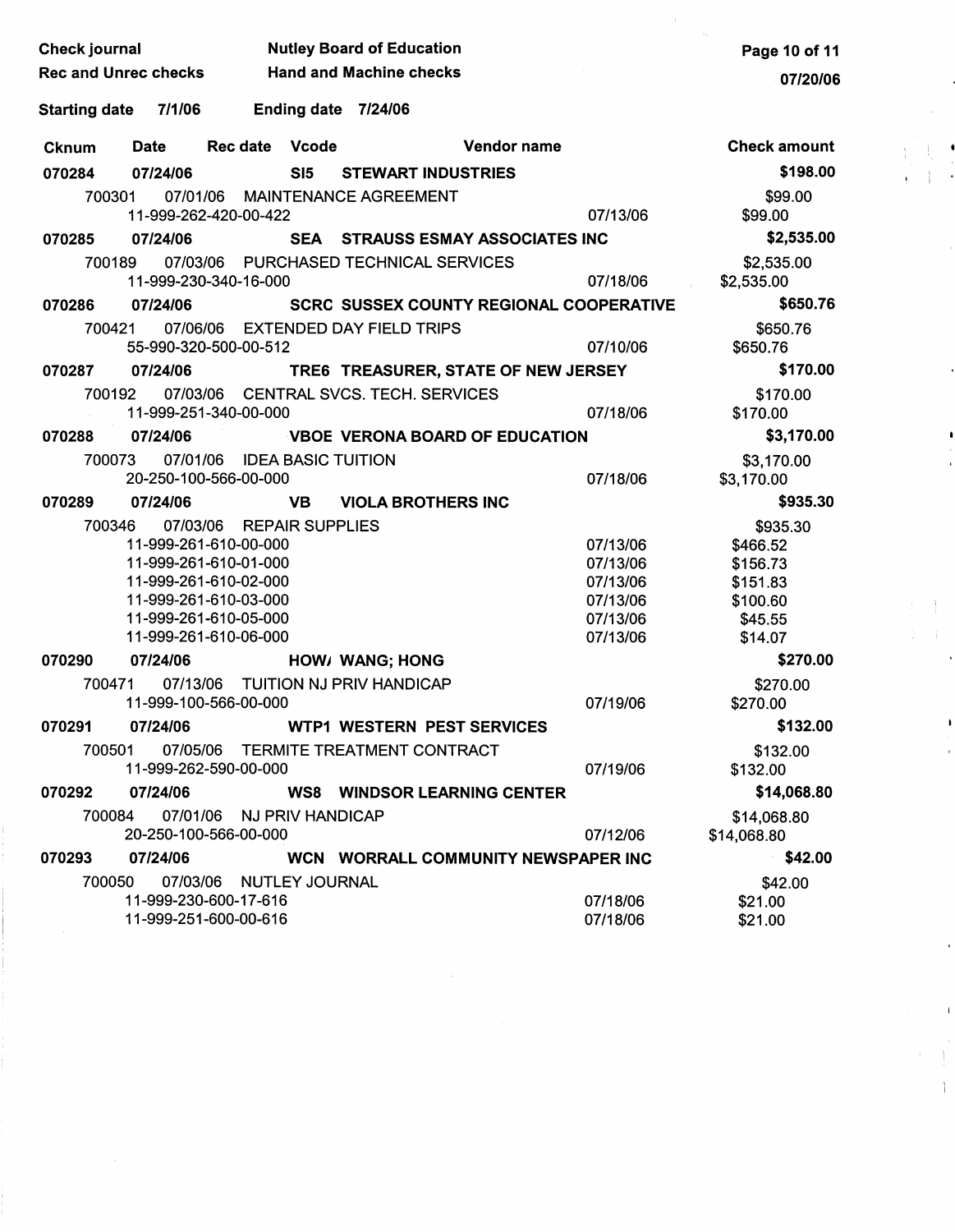Check journal — Nutley Board of Education
Rec and Unrec checks — Hand and Machine checks

Starting date 7/1/06 Ending date 7/24/06

| Cknum | Date | Rec date | Vcode | Vendor name | | Check amount |
|---|---|---|---|---|---|---|
| **070284** | **07/24/06** | | **SI5** | **STEWART INDUSTRIES** | | **$198.00** |
| 700301 | 07/01/06 | | | MAINTENANCE AGREEMENT | | $99.00 |
| | 11-999-262-420-00-422 | | | | 07/13/06 | $99.00 |
| **070285** | **07/24/06** | | **SEA** | **STRAUSS ESMAY ASSOCIATES INC** | | **$2,535.00** |
| 700189 | 07/03/06 | | | PURCHASED TECHNICAL SERVICES | | $2,535.00 |
| | 11-999-230-340-16-000 | | | | 07/18/06 | $2,535.00 |
| **070286** | **07/24/06** | | **SCRC** | **SUSSEX COUNTY REGIONAL COOPERATIVE** | | **$650.76** |
| 700421 | 07/06/06 | | | EXTENDED DAY FIELD TRIPS | | $650.76 |
| | 55-990-320-500-00-512 | | | | 07/10/06 | $650.76 |
| **070287** | **07/24/06** | | **TRE6** | **TREASURER, STATE OF NEW JERSEY** | | **$170.00** |
| 700192 | 07/03/06 | | | CENTRAL SVCS. TECH. SERVICES | | $170.00 |
| | 11-999-251-340-00-000 | | | | 07/18/06 | $170.00 |
| **070288** | **07/24/06** | | **VBOE** | **VERONA BOARD OF EDUCATION** | | **$3,170.00** |
| 700073 | 07/01/06 | | | IDEA BASIC TUITION | | $3,170.00 |
| | 20-250-100-566-00-000 | | | | 07/18/06 | $3,170.00 |
| **070289** | **07/24/06** | | **VB** | **VIOLA BROTHERS INC** | | **$935.30** |
| 700346 | 07/03/06 | | | REPAIR SUPPLIES | | $935.30 |
| | 11-999-261-610-00-000 | | | | 07/13/06 | $466.52 |
| | 11-999-261-610-01-000 | | | | 07/13/06 | $156.73 |
| | 11-999-261-610-02-000 | | | | 07/13/06 | $151.83 |
| | 11-999-261-610-03-000 | | | | 07/13/06 | $100.60 |
| | 11-999-261-610-05-000 | | | | 07/13/06 | $45.55 |
| | 11-999-261-610-06-000 | | | | 07/13/06 | $14.07 |
| **070290** | **07/24/06** | | **HOW/** | **WANG; HONG** | | **$270.00** |
| 700471 | 07/13/06 | | | TUITION NJ PRIV HANDICAP | | $270.00 |
| | 11-999-100-566-00-000 | | | | 07/19/06 | $270.00 |
| **070291** | **07/24/06** | | **WTP1** | **WESTERN PEST SERVICES** | | **$132.00** |
| 700501 | 07/05/06 | | | TERMITE TREATMENT CONTRACT | | $132.00 |
| | 11-999-262-590-00-000 | | | | 07/19/06 | $132.00 |
| **070292** | **07/24/06** | | **WS8** | **WINDSOR LEARNING CENTER** | | **$14,068.80** |
| 700084 | 07/01/06 | | | NJ PRIV HANDICAP | | $14,068.80 |
| | 20-250-100-566-00-000 | | | | 07/12/06 | $14,068.80 |
| **070293** | **07/24/06** | | **WCN** | **WORRALL COMMUNITY NEWSPAPER INC** | | **$42.00** |
| 700050 | 07/03/06 | | | NUTLEY JOURNAL | | $42.00 |
| | 11-999-230-600-17-616 | | | | 07/18/06 | $21.00 |
| | 11-999-251-600-00-616 | | | | 07/18/06 | $21.00 |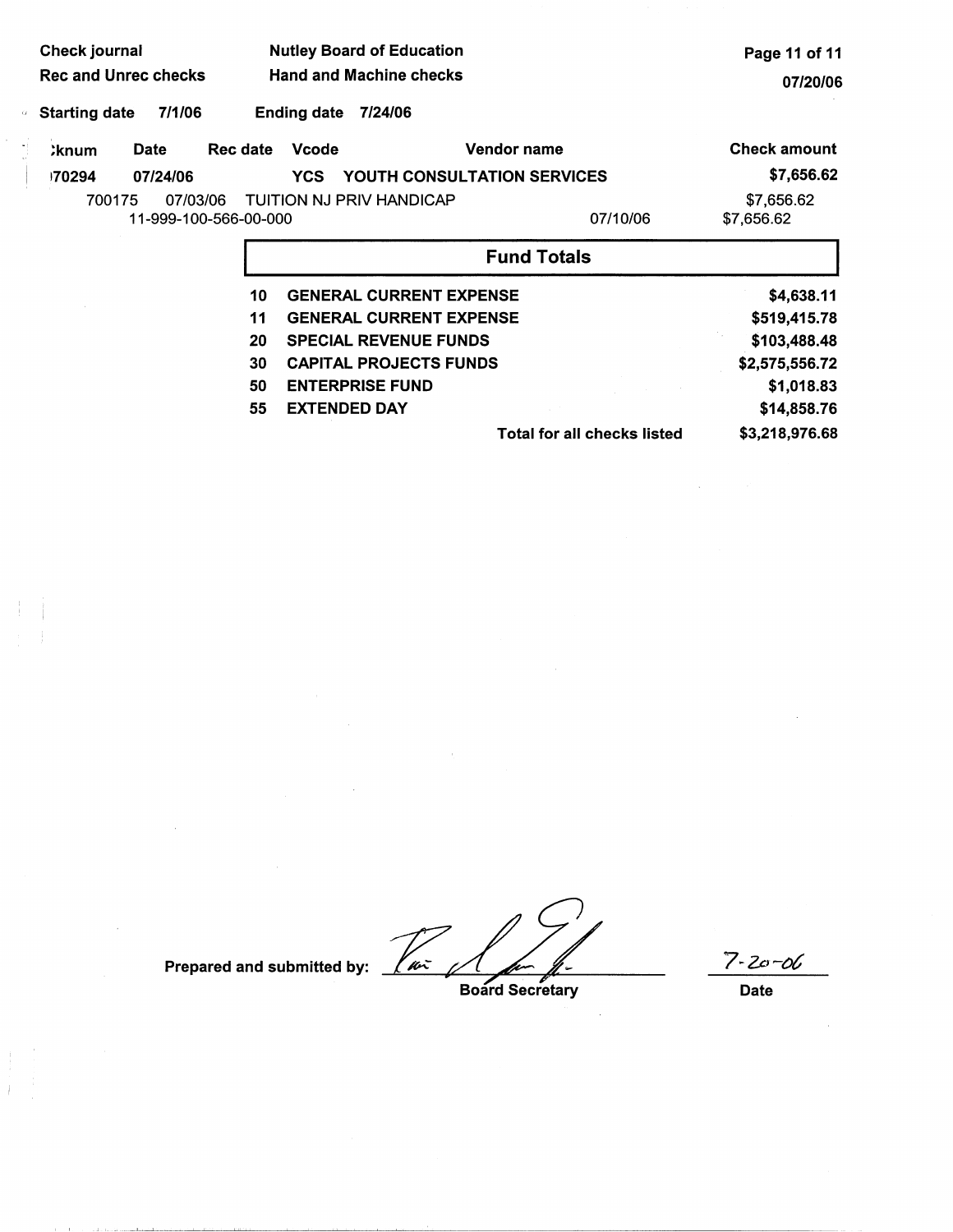Check journal
Rec and Unrec checks

Nutley Board of Education
Hand and Machine checks

07/20/06

Starting date 7/1/06 Ending date 7/24/06

| Cknum | Date | Rec date | Vcode | Vendor name | | Check amount |
|---|---|---|---|---|---|---|
| 70294 | 07/24/06 | | YCS | YOUTH CONSULTATION SERVICES | | $7,656.62 |
| 700175 | 07/03/06 | | | TUITION NJ PRIV HANDICAP | | $7,656.62 |
| | 11-999-100-566-00-000 | | | | 07/10/06 | $7,656.62 |

| Fund Totals | | |
|---|---|---|
| 10 | GENERAL CURRENT EXPENSE | $4,638.11 |
| 11 | GENERAL CURRENT EXPENSE | $519,415.78 |
| 20 | SPECIAL REVENUE FUNDS | $103,488.48 |
| 30 | CAPITAL PROJECTS FUNDS | $2,575,556.72 |
| 50 | ENTERPRISE FUND | $1,018.83 |
| 55 | EXTENDED DAY | $14,858.76 |
| | Total for all checks listed | $3,218,976.68 |

Prepared and submitted by: ______________________ Board Secretary

7-20-06
Date